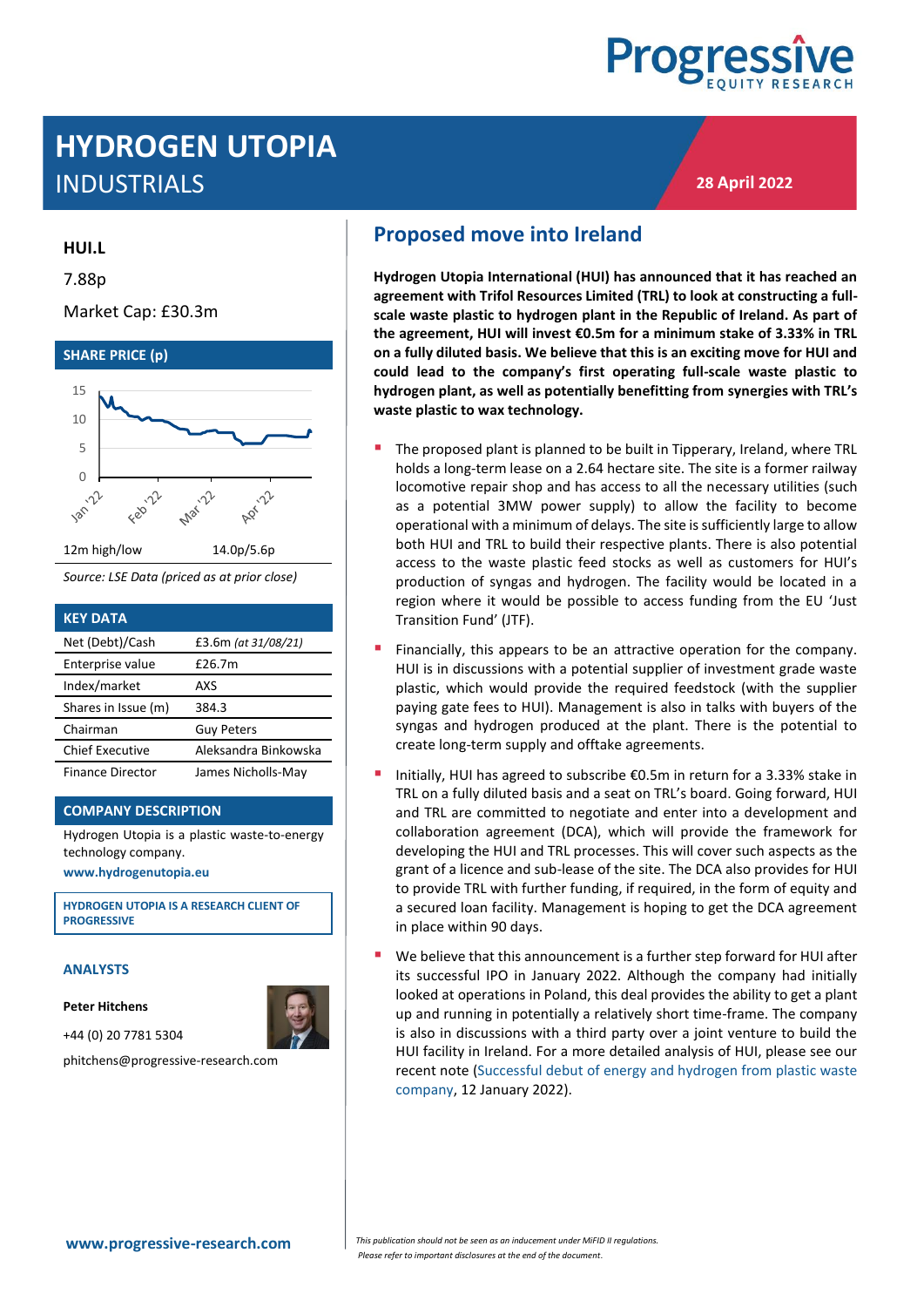# HYDROGEN UTOPIA

## INDUSTRIALS

**28 April 2022**

**HUI.L**

7.88p

Market Cap: £30.3m

**SHARE PRICE (p)**

| 12m high/low | 14.0p/5.6p |
|---|---|

*Source: LSE Data (priced as at prior close)*

**KEY DATA**

| | |
|---|---|
| Net (Debt)/Cash | £3.6m *(at 31/08/21)* |
| Enterprise value | £26.7m |
| Index/market | AXS |
| Shares in Issue (m) | 384.3 |
| Chairman | Guy Peters |
| Chief Executive | Aleksandra Binkowska |
| Finance Director | James Nicholls-May |

**COMPANY DESCRIPTION**

Hydrogen Utopia is a plastic waste-to-energy technology company.

**www.hydrogenutopia.eu**

**HYDROGEN UTOPIA IS A RESEARCH CLIENT OF PROGRESSIVE**

**ANALYSTS**

**Peter Hitchens**

+44 (0) 20 7781 5304

phitchens@progressive-research.com

## Proposed move into Ireland

**Hydrogen Utopia International (HUI) has announced that it has reached an agreement with Trifol Resources Limited (TRL) to look at constructing a full-scale waste plastic to hydrogen plant in the Republic of Ireland. As part of the agreement, HUI will invest €0.5m for a minimum stake of 3.33% in TRL on a fully diluted basis. We believe that this is an exciting move for HUI and could lead to the company's first operating full-scale waste plastic to hydrogen plant, as well as potentially benefitting from synergies with TRL's waste plastic to wax technology.**

- The proposed plant is planned to be built in Tipperary, Ireland, where TRL holds a long-term lease on a 2.64 hectare site. The site is a former railway locomotive repair shop and has access to all the necessary utilities (such as a potential 3MW power supply) to allow the facility to become operational with a minimum of delays. The site is sufficiently large to allow both HUI and TRL to build their respective plants. There is also potential access to the waste plastic feed stocks as well as customers for HUI's production of syngas and hydrogen. The facility would be located in a region where it would be possible to access funding from the EU 'Just Transition Fund' (JTF).
- Financially, this appears to be an attractive operation for the company. HUI is in discussions with a potential supplier of investment grade waste plastic, which would provide the required feedstock (with the supplier paying gate fees to HUI). Management is also in talks with buyers of the syngas and hydrogen produced at the plant. There is the potential to create long-term supply and offtake agreements.
- Initially, HUI has agreed to subscribe €0.5m in return for a 3.33% stake in TRL on a fully diluted basis and a seat on TRL's board. Going forward, HUI and TRL are committed to negotiate and enter into a development and collaboration agreement (DCA), which will provide the framework for developing the HUI and TRL processes. This will cover such aspects as the grant of a licence and sub-lease of the site. The DCA also provides for HUI to provide TRL with further funding, if required, in the form of equity and a secured loan facility. Management is hoping to get the DCA agreement in place within 90 days.
- We believe that this announcement is a further step forward for HUI after its successful IPO in January 2022. Although the company had initially looked at operations in Poland, this deal provides the ability to get a plant up and running in potentially a relatively short time-frame. The company is also in discussions with a third party over a joint venture to build the HUI facility in Ireland. For a more detailed analysis of HUI, please see our recent note (Successful debut of energy and hydrogen from plastic waste company, 12 January 2022).

*This publication should not be seen as an inducement under MiFID II regulations.*
*Please refer to important disclosures at the end of the document.*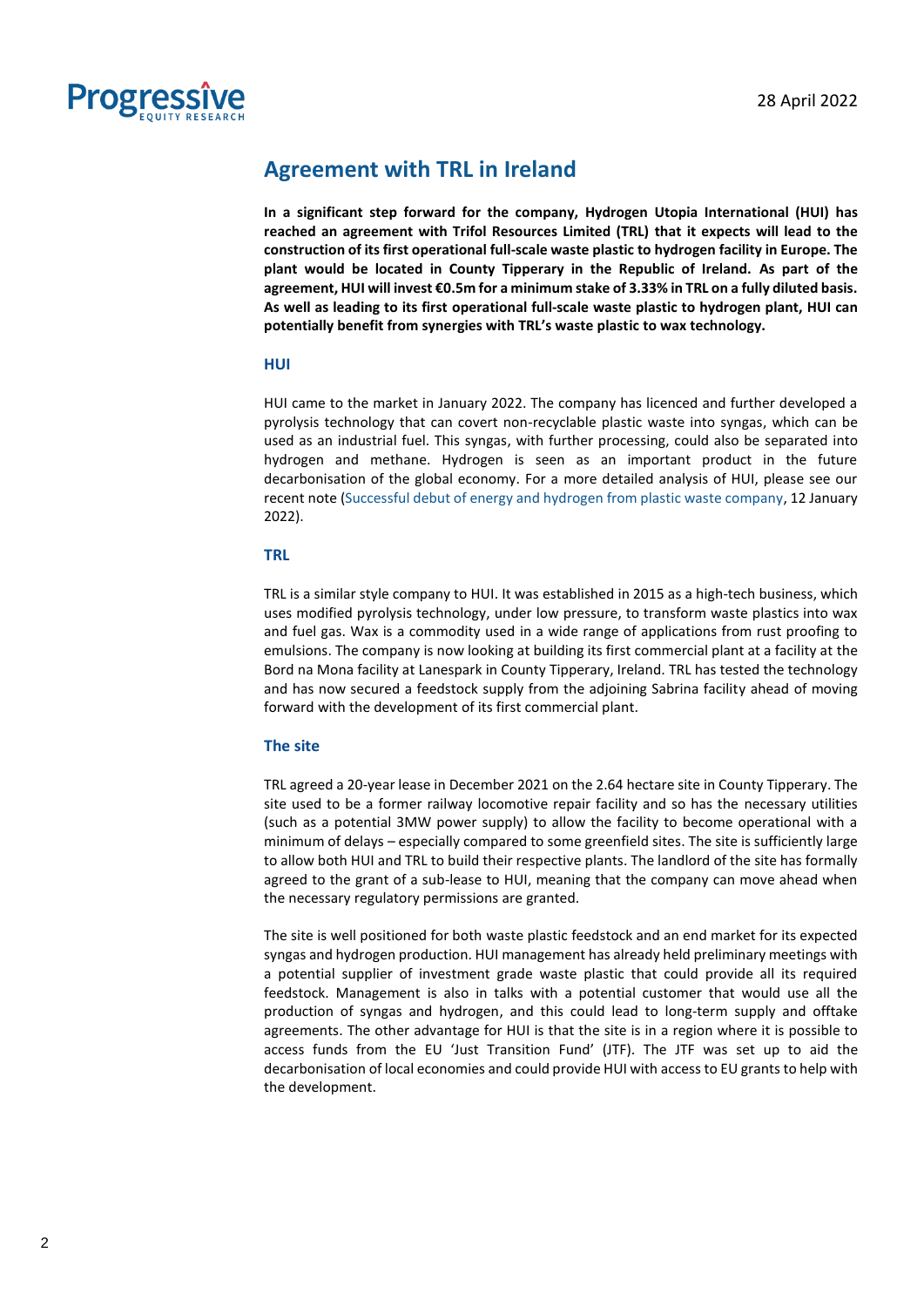## Agreement with TRL in Ireland

**In a significant step forward for the company, Hydrogen Utopia International (HUI) has reached an agreement with Trifol Resources Limited (TRL) that it expects will lead to the construction of its first operational full-scale waste plastic to hydrogen facility in Europe. The plant would be located in County Tipperary in the Republic of Ireland. As part of the agreement, HUI will invest €0.5m for a minimum stake of 3.33% in TRL on a fully diluted basis. As well as leading to its first operational full-scale waste plastic to hydrogen plant, HUI can potentially benefit from synergies with TRL's waste plastic to wax technology.**

### HUI

HUI came to the market in January 2022. The company has licenced and further developed a pyrolysis technology that can covert non-recyclable plastic waste into syngas, which can be used as an industrial fuel. This syngas, with further processing, could also be separated into hydrogen and methane. Hydrogen is seen as an important product in the future decarbonisation of the global economy. For a more detailed analysis of HUI, please see our recent note (Successful debut of energy and hydrogen from plastic waste company, 12 January 2022).

### TRL

TRL is a similar style company to HUI. It was established in 2015 as a high-tech business, which uses modified pyrolysis technology, under low pressure, to transform waste plastics into wax and fuel gas. Wax is a commodity used in a wide range of applications from rust proofing to emulsions. The company is now looking at building its first commercial plant at a facility at the Bord na Mona facility at Lanespark in County Tipperary, Ireland. TRL has tested the technology and has now secured a feedstock supply from the adjoining Sabrina facility ahead of moving forward with the development of its first commercial plant.

### The site

TRL agreed a 20-year lease in December 2021 on the 2.64 hectare site in County Tipperary. The site used to be a former railway locomotive repair facility and so has the necessary utilities (such as a potential 3MW power supply) to allow the facility to become operational with a minimum of delays – especially compared to some greenfield sites. The site is sufficiently large to allow both HUI and TRL to build their respective plants. The landlord of the site has formally agreed to the grant of a sub-lease to HUI, meaning that the company can move ahead when the necessary regulatory permissions are granted.

The site is well positioned for both waste plastic feedstock and an end market for its expected syngas and hydrogen production. HUI management has already held preliminary meetings with a potential supplier of investment grade waste plastic that could provide all its required feedstock. Management is also in talks with a potential customer that would use all the production of syngas and hydrogen, and this could lead to long-term supply and offtake agreements. The other advantage for HUI is that the site is in a region where it is possible to access funds from the EU 'Just Transition Fund' (JTF). The JTF was set up to aid the decarbonisation of local economies and could provide HUI with access to EU grants to help with the development.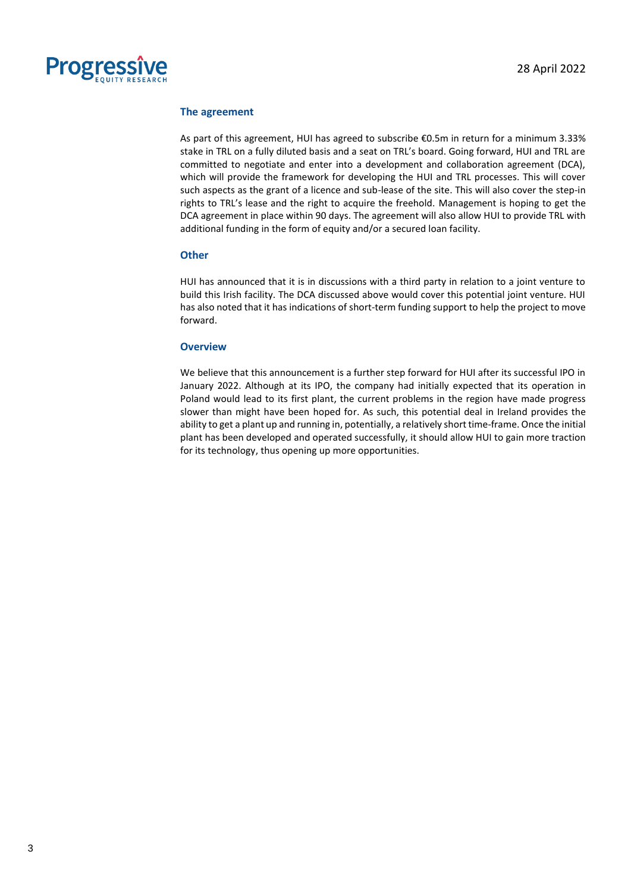## The agreement

As part of this agreement, HUI has agreed to subscribe €0.5m in return for a minimum 3.33% stake in TRL on a fully diluted basis and a seat on TRL's board. Going forward, HUI and TRL are committed to negotiate and enter into a development and collaboration agreement (DCA), which will provide the framework for developing the HUI and TRL processes. This will cover such aspects as the grant of a licence and sub-lease of the site. This will also cover the step-in rights to TRL's lease and the right to acquire the freehold. Management is hoping to get the DCA agreement in place within 90 days. The agreement will also allow HUI to provide TRL with additional funding in the form of equity and/or a secured loan facility.

## Other

HUI has announced that it is in discussions with a third party in relation to a joint venture to build this Irish facility. The DCA discussed above would cover this potential joint venture. HUI has also noted that it has indications of short-term funding support to help the project to move forward.

## Overview

We believe that this announcement is a further step forward for HUI after its successful IPO in January 2022. Although at its IPO, the company had initially expected that its operation in Poland would lead to its first plant, the current problems in the region have made progress slower than might have been hoped for. As such, this potential deal in Ireland provides the ability to get a plant up and running in, potentially, a relatively short time-frame. Once the initial plant has been developed and operated successfully, it should allow HUI to gain more traction for its technology, thus opening up more opportunities.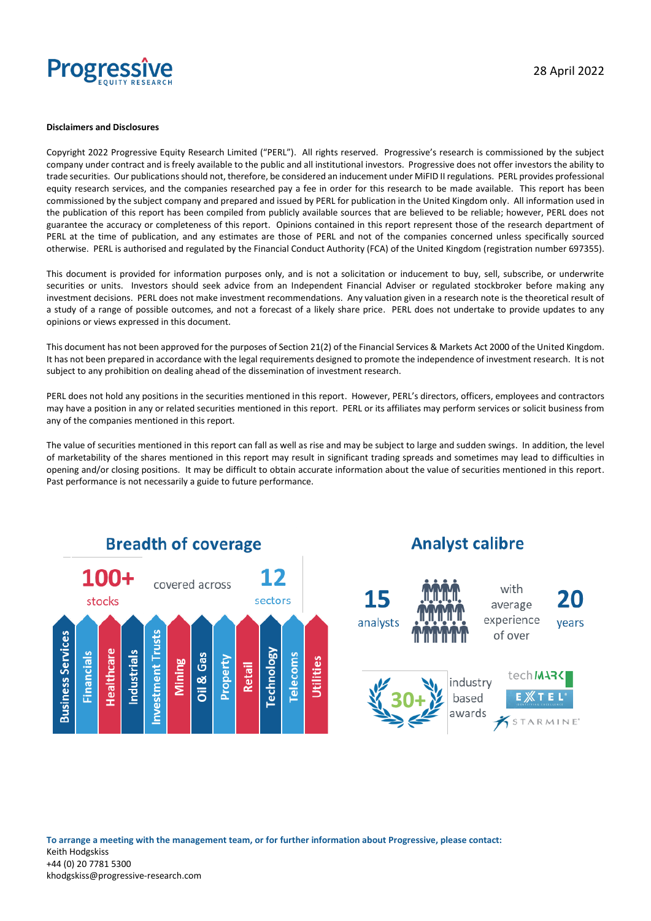28 April 2022

**Disclaimers and Disclosures**

Copyright 2022 Progressive Equity Research Limited ("PERL"). All rights reserved. Progressive's research is commissioned by the subject company under contract and is freely available to the public and all institutional investors. Progressive does not offer investors the ability to trade securities. Our publications should not, therefore, be considered an inducement under MiFID II regulations. PERL provides professional equity research services, and the companies researched pay a fee in order for this research to be made available. This report has been commissioned by the subject company and prepared and issued by PERL for publication in the United Kingdom only. All information used in the publication of this report has been compiled from publicly available sources that are believed to be reliable; however, PERL does not guarantee the accuracy or completeness of this report. Opinions contained in this report represent those of the research department of PERL at the time of publication, and any estimates are those of PERL and not of the companies concerned unless specifically sourced otherwise. PERL is authorised and regulated by the Financial Conduct Authority (FCA) of the United Kingdom (registration number 697355).

This document is provided for information purposes only, and is not a solicitation or inducement to buy, sell, subscribe, or underwrite securities or units. Investors should seek advice from an Independent Financial Adviser or regulated stockbroker before making any investment decisions. PERL does not make investment recommendations. Any valuation given in a research note is the theoretical result of a study of a range of possible outcomes, and not a forecast of a likely share price. PERL does not undertake to provide updates to any opinions or views expressed in this document.

This document has not been approved for the purposes of Section 21(2) of the Financial Services & Markets Act 2000 of the United Kingdom. It has not been prepared in accordance with the legal requirements designed to promote the independence of investment research. It is not subject to any prohibition on dealing ahead of the dissemination of investment research.

PERL does not hold any positions in the securities mentioned in this report. However, PERL's directors, officers, employees and contractors may have a position in any or related securities mentioned in this report. PERL or its affiliates may perform services or solicit business from any of the companies mentioned in this report.

The value of securities mentioned in this report can fall as well as rise and may be subject to large and sudden swings. In addition, the level of marketability of the shares mentioned in this report may result in significant trading spreads and sometimes may lead to difficulties in opening and/or closing positions. It may be difficult to obtain accurate information about the value of securities mentioned in this report. Past performance is not necessarily a guide to future performance.

## Breadth of coverage

100+ stocks covered across 12 sectors

Business Services, Financials, Healthcare, Industrials, Investment Trusts, Mining, Oil & Gas, Property, Retail, Technology, Telecoms, Utilities

## Analyst calibre

15 analysts with average experience of over 20 years

30+ industry based awards

techMARK, EXTEL, STARMINE

**To arrange a meeting with the management team, or for further information about Progressive, please contact:**

Keith Hodgskiss
+44 (0) 20 7781 5300
khodgskiss@progressive-research.com